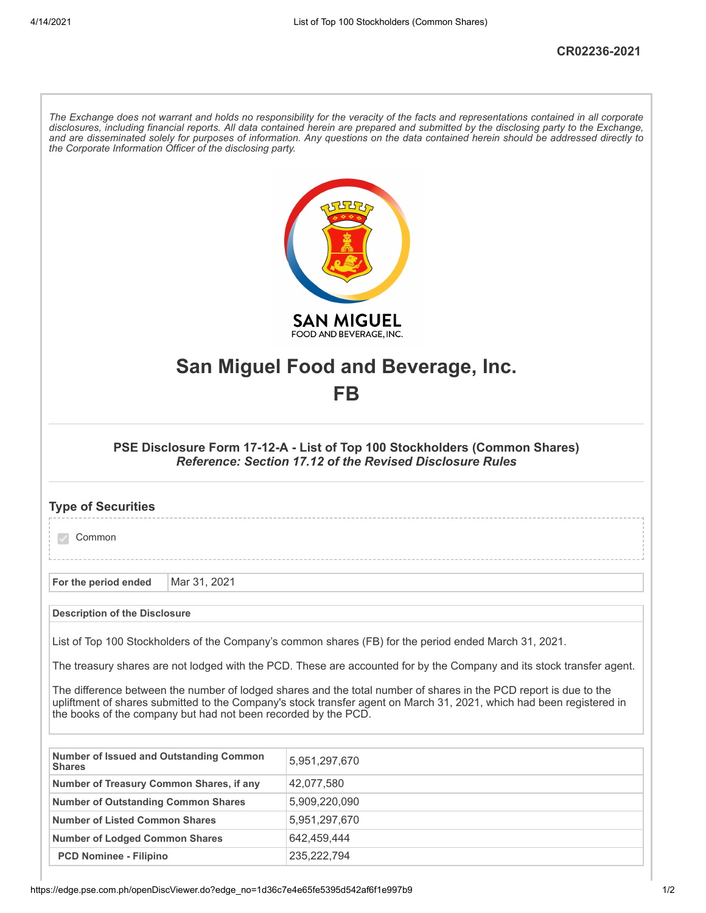CR02236-2021

*The Exchange does not warrant and holds no responsibility for the veracity of the facts and representations contained in all corporate disclosures, including financial reports. All data contained herein are prepared and submitted by the disclosing party to the Exchange, and are disseminated solely for purposes of information. Any questions on the data contained herein should be addressed directly to the Corporate Information Officer of the disclosing party.*

# San Miguel Food and Beverage, Inc.

# FB

### PSE Disclosure Form 17-12-A - List of Top 100 Stockholders (Common Shares)

***Reference: Section 17.12 of the Revised Disclosure Rules***

## Type of Securities

- [x] Common

| For the period ended | Mar 31, 2021 |
|---|---|

**Description of the Disclosure**

List of Top 100 Stockholders of the Company's common shares (FB) for the period ended March 31, 2021.

The treasury shares are not lodged with the PCD. These are accounted for by the Company and its stock transfer agent.

The difference between the number of lodged shares and the total number of shares in the PCD report is due to the upliftment of shares submitted to the Company's stock transfer agent on March 31, 2021, which had been registered in the books of the company but had not been recorded by the PCD.

| Number of Issued and Outstanding Common Shares | 5,951,297,670 |
|---|---|
| Number of Treasury Common Shares, if any | 42,077,580 |
| Number of Outstanding Common Shares | 5,909,220,090 |
| Number of Listed Common Shares | 5,951,297,670 |
| Number of Lodged Common Shares | 642,459,444 |
| PCD Nominee - Filipino | 235,222,794 |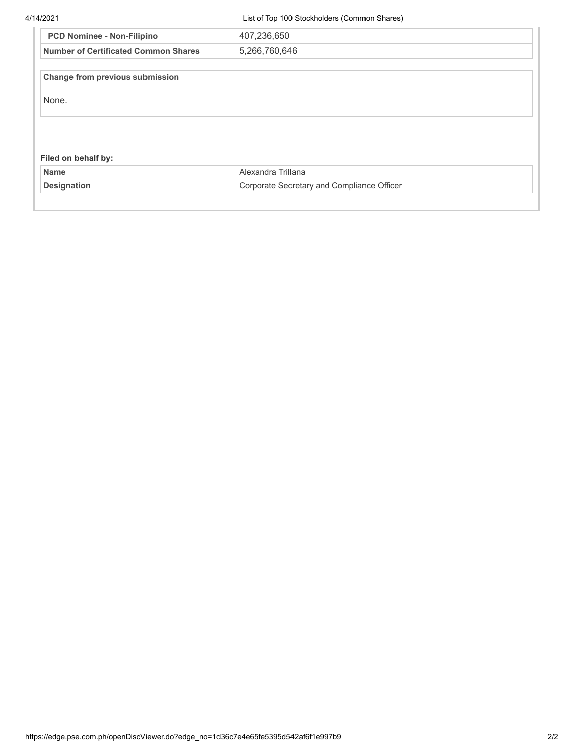| PCD Nominee - Non-Filipino | 407,236,650 |
| --- | --- |
| Number of Certificated Common Shares | 5,266,760,646 |

**Change from previous submission**

None.

**Filed on behalf by:**

| Name | Alexandra Trillana |
| --- | --- |
| Designation | Corporate Secretary and Compliance Officer |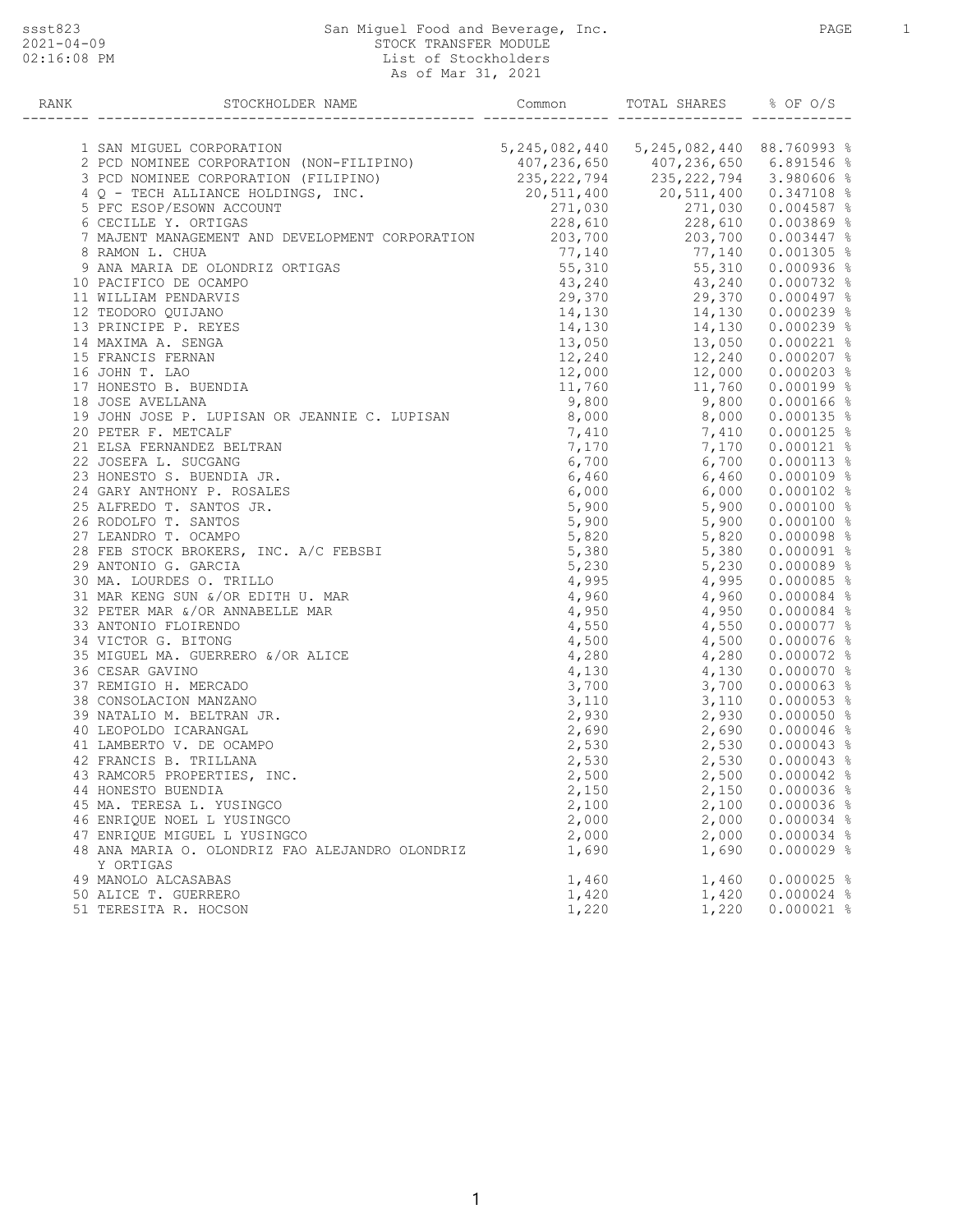# San Miguel Food and Beverage, Inc.

STOCK TRANSFER MODULE
List of Stockholders
As of Mar 31, 2021

| RANK | STOCKHOLDER NAME | Common | TOTAL SHARES | % OF O/S |
|---|---|---|---|---|
| 1 | SAN MIGUEL CORPORATION | 5,245,082,440 | 5,245,082,440 | 88.760993 % |
| 2 | PCD NOMINEE CORPORATION (NON-FILIPINO) | 407,236,650 | 407,236,650 | 6.891546 % |
| 3 | PCD NOMINEE CORPORATION (FILIPINO) | 235,222,794 | 235,222,794 | 3.980606 % |
| 4 | Q - TECH ALLIANCE HOLDINGS, INC. | 20,511,400 | 20,511,400 | 0.347108 % |
| 5 | PFC ESOP/ESOWN ACCOUNT | 271,030 | 271,030 | 0.004587 % |
| 6 | CECILLE Y. ORTIGAS | 228,610 | 228,610 | 0.003869 % |
| 7 | MAJENT MANAGEMENT AND DEVELOPMENT CORPORATION | 203,700 | 203,700 | 0.003447 % |
| 8 | RAMON L. CHUA | 77,140 | 77,140 | 0.001305 % |
| 9 | ANA MARIA DE OLONDRIZ ORTIGAS | 55,310 | 55,310 | 0.000936 % |
| 10 | PACIFICO DE OCAMPO | 43,240 | 43,240 | 0.000732 % |
| 11 | WILLIAM PENDARVIS | 29,370 | 29,370 | 0.000497 % |
| 12 | TEODORO QUIJANO | 14,130 | 14,130 | 0.000239 % |
| 13 | PRINCIPE P. REYES | 14,130 | 14,130 | 0.000239 % |
| 14 | MAXIMA A. SENGA | 13,050 | 13,050 | 0.000221 % |
| 15 | FRANCIS FERNAN | 12,240 | 12,240 | 0.000207 % |
| 16 | JOHN T. LAO | 12,000 | 12,000 | 0.000203 % |
| 17 | HONESTO B. BUENDIA | 11,760 | 11,760 | 0.000199 % |
| 18 | JOSE AVELLANA | 9,800 | 9,800 | 0.000166 % |
| 19 | JOHN JOSE P. LUPISAN OR JEANNIE C. LUPISAN | 8,000 | 8,000 | 0.000135 % |
| 20 | PETER F. METCALF | 7,410 | 7,410 | 0.000125 % |
| 21 | ELSA FERNANDEZ BELTRAN | 7,170 | 7,170 | 0.000121 % |
| 22 | JOSEFA L. SUCGANG | 6,700 | 6,700 | 0.000113 % |
| 23 | HONESTO S. BUENDIA JR. | 6,460 | 6,460 | 0.000109 % |
| 24 | GARY ANTHONY P. ROSALES | 6,000 | 6,000 | 0.000102 % |
| 25 | ALFREDO T. SANTOS JR. | 5,900 | 5,900 | 0.000100 % |
| 26 | RODOLFO T. SANTOS | 5,900 | 5,900 | 0.000100 % |
| 27 | LEANDRO T. OCAMPO | 5,820 | 5,820 | 0.000098 % |
| 28 | FEB STOCK BROKERS, INC. A/C FEBSBI | 5,380 | 5,380 | 0.000091 % |
| 29 | ANTONIO G. GARCIA | 5,230 | 5,230 | 0.000089 % |
| 30 | MA. LOURDES O. TRILLO | 4,995 | 4,995 | 0.000085 % |
| 31 | MAR KENG SUN &/OR EDITH U. MAR | 4,960 | 4,960 | 0.000084 % |
| 32 | PETER MAR &/OR ANNABELLE MAR | 4,950 | 4,950 | 0.000084 % |
| 33 | ANTONIO FLOIRENDO | 4,550 | 4,550 | 0.000077 % |
| 34 | VICTOR G. BITONG | 4,500 | 4,500 | 0.000076 % |
| 35 | MIGUEL MA. GUERRERO &/OR ALICE | 4,280 | 4,280 | 0.000072 % |
| 36 | CESAR GAVINO | 4,130 | 4,130 | 0.000070 % |
| 37 | REMIGIO H. MERCADO | 3,700 | 3,700 | 0.000063 % |
| 38 | CONSOLACION MANZANO | 3,110 | 3,110 | 0.000053 % |
| 39 | NATALIO M. BELTRAN JR. | 2,930 | 2,930 | 0.000050 % |
| 40 | LEOPOLDO ICARANGAL | 2,690 | 2,690 | 0.000046 % |
| 41 | LAMBERTO V. DE OCAMPO | 2,530 | 2,530 | 0.000043 % |
| 42 | FRANCIS B. TRILLANA | 2,530 | 2,530 | 0.000043 % |
| 43 | RAMCOR5 PROPERTIES, INC. | 2,500 | 2,500 | 0.000042 % |
| 44 | HONESTO BUENDIA | 2,150 | 2,150 | 0.000036 % |
| 45 | MA. TERESA L. YUSINGCO | 2,100 | 2,100 | 0.000036 % |
| 46 | ENRIQUE NOEL L YUSINGCO | 2,000 | 2,000 | 0.000034 % |
| 47 | ENRIQUE MIGUEL L YUSINGCO | 2,000 | 2,000 | 0.000034 % |
| 48 | ANA MARIA O. OLONDRIZ FAO ALEJANDRO OLONDRIZ Y ORTIGAS | 1,690 | 1,690 | 0.000029 % |
| 49 | MANOLO ALCASABAS | 1,460 | 1,460 | 0.000025 % |
| 50 | ALICE T. GUERRERO | 1,420 | 1,420 | 0.000024 % |
| 51 | TERESITA R. HOCSON | 1,220 | 1,220 | 0.000021 % |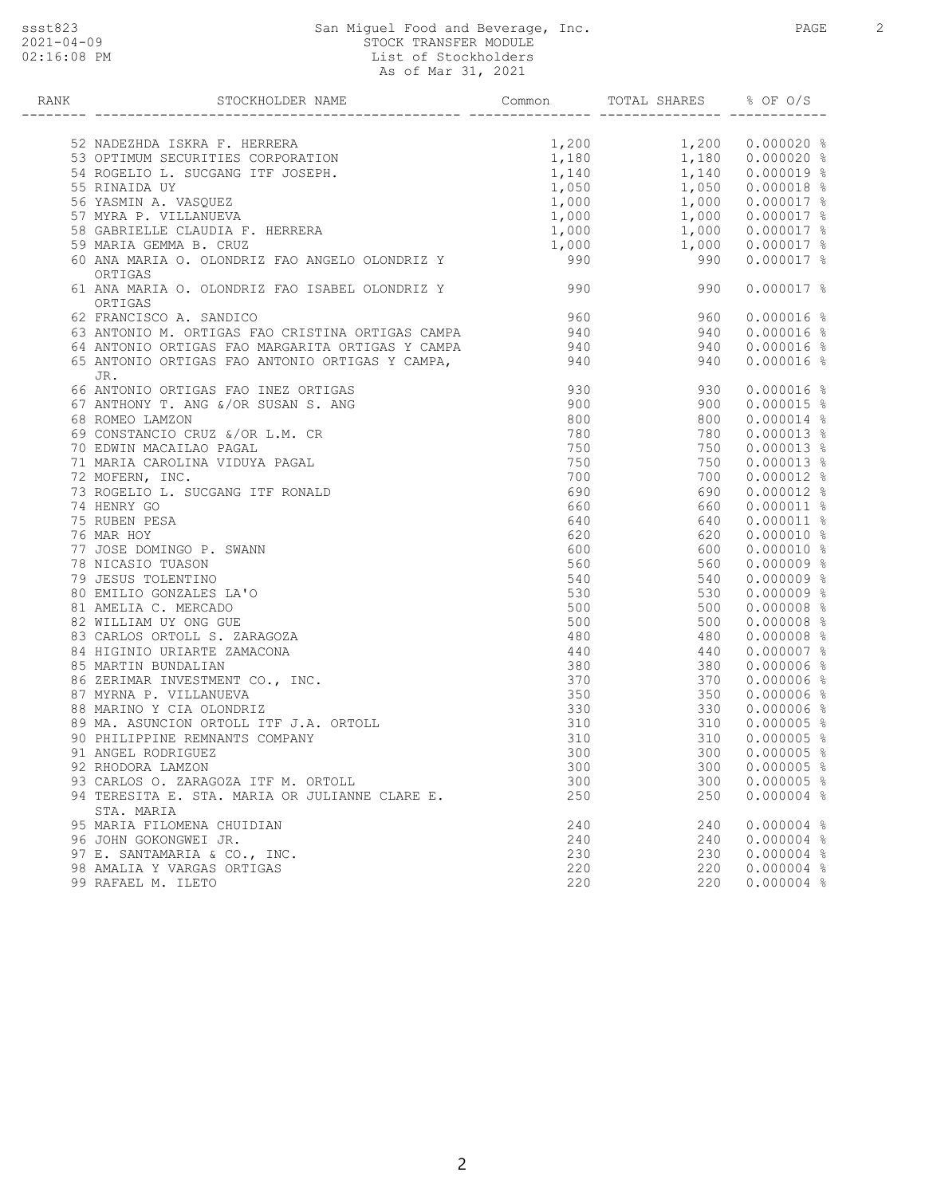San Miguel Food and Beverage, Inc.
STOCK TRANSFER MODULE
List of Stockholders
As of Mar 31, 2021

| RANK | STOCKHOLDER NAME | Common | TOTAL SHARES | % OF O/S |
|---|---|---|---|---|
| 52 | NADEZHDA ISKRA F. HERRERA | 1,200 | 1,200 | 0.000020 % |
| 53 | OPTIMUM SECURITIES CORPORATION | 1,180 | 1,180 | 0.000020 % |
| 54 | ROGELIO L. SUCGANG ITF JOSEPH. | 1,140 | 1,140 | 0.000019 % |
| 55 | RINAIDA UY | 1,050 | 1,050 | 0.000018 % |
| 56 | YASMIN A. VASQUEZ | 1,000 | 1,000 | 0.000017 % |
| 57 | MYRA P. VILLANUEVA | 1,000 | 1,000 | 0.000017 % |
| 58 | GABRIELLE CLAUDIA F. HERRERA | 1,000 | 1,000 | 0.000017 % |
| 59 | MARIA GEMMA B. CRUZ | 1,000 | 1,000 | 0.000017 % |
| 60 | ANA MARIA O. OLONDRIZ FAO ANGELO OLONDRIZ Y ORTIGAS | 990 | 990 | 0.000017 % |
| 61 | ANA MARIA O. OLONDRIZ FAO ISABEL OLONDRIZ Y ORTIGAS | 990 | 990 | 0.000017 % |
| 62 | FRANCISCO A. SANDICO | 960 | 960 | 0.000016 % |
| 63 | ANTONIO M. ORTIGAS FAO CRISTINA ORTIGAS CAMPA | 940 | 940 | 0.000016 % |
| 64 | ANTONIO ORTIGAS FAO MARGARITA ORTIGAS Y CAMPA | 940 | 940 | 0.000016 % |
| 65 | ANTONIO ORTIGAS FAO ANTONIO ORTIGAS Y CAMPA, JR. | 940 | 940 | 0.000016 % |
| 66 | ANTONIO ORTIGAS FAO INEZ ORTIGAS | 930 | 930 | 0.000016 % |
| 67 | ANTHONY T. ANG &/OR SUSAN S. ANG | 900 | 900 | 0.000015 % |
| 68 | ROMEO LAMZON | 800 | 800 | 0.000014 % |
| 69 | CONSTANCIO CRUZ &/OR L.M. CR | 780 | 780 | 0.000013 % |
| 70 | EDWIN MACAILAO PAGAL | 750 | 750 | 0.000013 % |
| 71 | MARIA CAROLINA VIDUYA PAGAL | 750 | 750 | 0.000013 % |
| 72 | MOFERN, INC. | 700 | 700 | 0.000012 % |
| 73 | ROGELIO L. SUCGANG ITF RONALD | 690 | 690 | 0.000012 % |
| 74 | HENRY GO | 660 | 660 | 0.000011 % |
| 75 | RUBEN PESA | 640 | 640 | 0.000011 % |
| 76 | MAR HOY | 620 | 620 | 0.000010 % |
| 77 | JOSE DOMINGO P. SWANN | 600 | 600 | 0.000010 % |
| 78 | NICASIO TUASON | 560 | 560 | 0.000009 % |
| 79 | JESUS TOLENTINO | 540 | 540 | 0.000009 % |
| 80 | EMILIO GONZALES LA'O | 530 | 530 | 0.000009 % |
| 81 | AMELIA C. MERCADO | 500 | 500 | 0.000008 % |
| 82 | WILLIAM UY ONG GUE | 500 | 500 | 0.000008 % |
| 83 | CARLOS ORTOLL S. ZARAGOZA | 480 | 480 | 0.000008 % |
| 84 | HIGINIO URIARTE ZAMACONA | 440 | 440 | 0.000007 % |
| 85 | MARTIN BUNDALIAN | 380 | 380 | 0.000006 % |
| 86 | ZERIMAR INVESTMENT CO., INC. | 370 | 370 | 0.000006 % |
| 87 | MYRNA P. VILLANUEVA | 350 | 350 | 0.000006 % |
| 88 | MARINO Y CIA OLONDRIZ | 330 | 330 | 0.000006 % |
| 89 | MA. ASUNCION ORTOLL ITF J.A. ORTOLL | 310 | 310 | 0.000005 % |
| 90 | PHILIPPINE REMNANTS COMPANY | 310 | 310 | 0.000005 % |
| 91 | ANGEL RODRIGUEZ | 300 | 300 | 0.000005 % |
| 92 | RHODORA LAMZON | 300 | 300 | 0.000005 % |
| 93 | CARLOS O. ZARAGOZA ITF M. ORTOLL | 300 | 300 | 0.000005 % |
| 94 | TERESITA E. STA. MARIA OR JULIANNE CLARE E. STA. MARIA | 250 | 250 | 0.000004 % |
| 95 | MARIA FILOMENA CHUIDIAN | 240 | 240 | 0.000004 % |
| 96 | JOHN GOKONGWEI JR. | 240 | 240 | 0.000004 % |
| 97 | E. SANTAMARIA & CO., INC. | 230 | 230 | 0.000004 % |
| 98 | AMALIA Y VARGAS ORTIGAS | 220 | 220 | 0.000004 % |
| 99 | RAFAEL M. ILETO | 220 | 220 | 0.000004 % |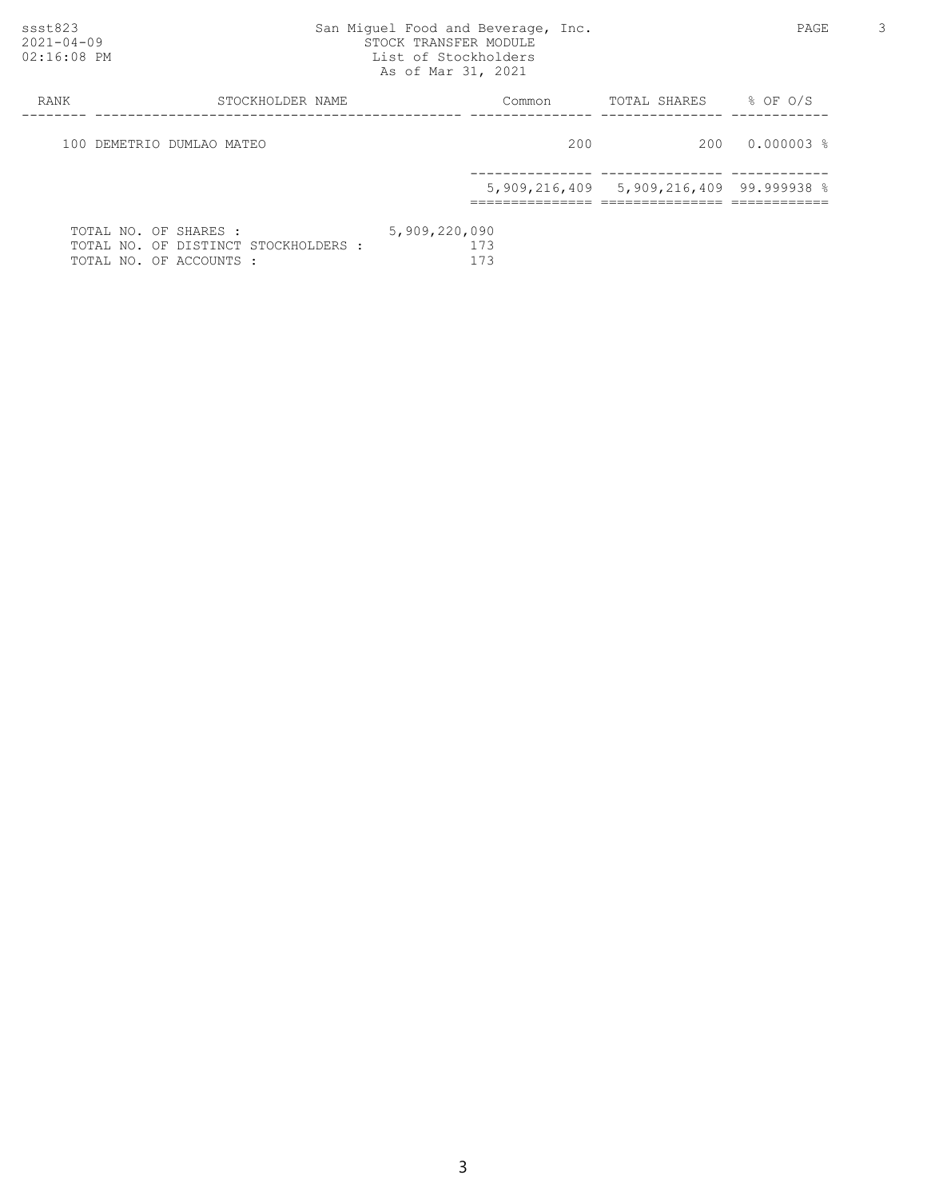San Miguel Food and Beverage, Inc.
STOCK TRANSFER MODULE
List of Stockholders
As of Mar 31, 2021

| RANK | STOCKHOLDER NAME | Common | TOTAL SHARES | % OF O/S |
|---|---|---|---|---|
| 100 | DEMETRIO DUMLAO MATEO | 200 | 200 | 0.000003 % |
| | | 5,909,216,409 | 5,909,216,409 | 99.999938 % |

TOTAL NO. OF SHARES : 5,909,220,090
TOTAL NO. OF DISTINCT STOCKHOLDERS : 173
TOTAL NO. OF ACCOUNTS : 173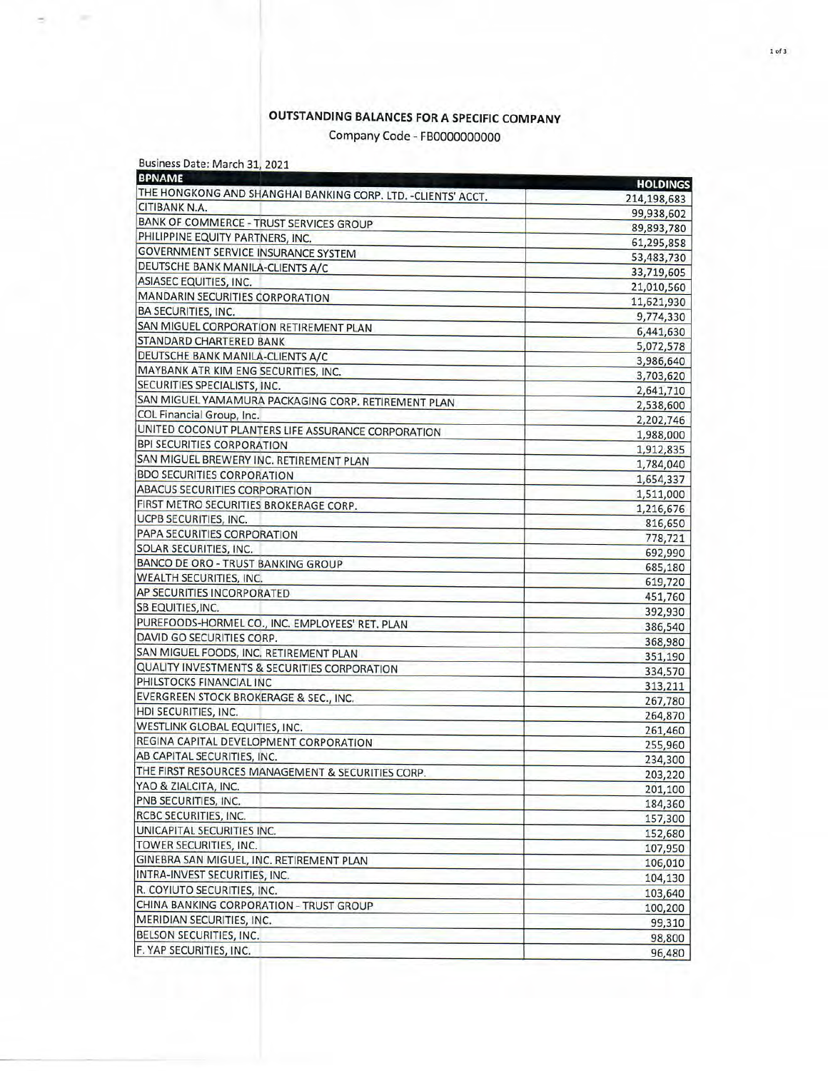# OUTSTANDING BALANCES FOR A SPECIFIC COMPANY

Company Code - FB0000000000

Business Date: March 31, 2021

| BPNAME | HOLDINGS |
|---|---|
| THE HONGKONG AND SHANGHAI BANKING CORP. LTD. -CLIENTS' ACCT. | 214,198,683 |
| CITIBANK N.A. | 99,938,602 |
| BANK OF COMMERCE - TRUST SERVICES GROUP | 89,893,780 |
| PHILIPPINE EQUITY PARTNERS, INC. | 61,295,858 |
| GOVERNMENT SERVICE INSURANCE SYSTEM | 53,483,730 |
| DEUTSCHE BANK MANILA-CLIENTS A/C | 33,719,605 |
| ASIASEC EQUITIES, INC. | 21,010,560 |
| MANDARIN SECURITIES CORPORATION | 11,621,930 |
| BA SECURITIES, INC. | 9,774,330 |
| SAN MIGUEL CORPORATION RETIREMENT PLAN | 6,441,630 |
| STANDARD CHARTERED BANK | 5,072,578 |
| DEUTSCHE BANK MANILA-CLIENTS A/C | 3,986,640 |
| MAYBANK ATR KIM ENG SECURITIES, INC. | 3,703,620 |
| SECURITIES SPECIALISTS, INC. | 2,641,710 |
| SAN MIGUEL YAMAMURA PACKAGING CORP. RETIREMENT PLAN | 2,538,600 |
| COL Financial Group, Inc. | 2,202,746 |
| UNITED COCONUT PLANTERS LIFE ASSURANCE CORPORATION | 1,988,000 |
| BPI SECURITIES CORPORATION | 1,912,835 |
| SAN MIGUEL BREWERY INC. RETIREMENT PLAN | 1,784,040 |
| BDO SECURITIES CORPORATION | 1,654,337 |
| ABACUS SECURITIES CORPORATION | 1,511,000 |
| FIRST METRO SECURITIES BROKERAGE CORP. | 1,216,676 |
| UCPB SECURITIES, INC. | 816,650 |
| PAPA SECURITIES CORPORATION | 778,721 |
| SOLAR SECURITIES, INC. | 692,990 |
| BANCO DE ORO - TRUST BANKING GROUP | 685,180 |
| WEALTH SECURITIES, INC. | 619,720 |
| AP SECURITIES INCORPORATED | 451,760 |
| SB EQUITIES,INC. | 392,930 |
| PUREFOODS-HORMEL CO., INC. EMPLOYEES' RET. PLAN | 386,540 |
| DAVID GO SECURITIES CORP. | 368,980 |
| SAN MIGUEL FOODS, INC. RETIREMENT PLAN | 351,190 |
| QUALITY INVESTMENTS & SECURITIES CORPORATION | 334,570 |
| PHILSTOCKS FINANCIAL INC | 313,211 |
| EVERGREEN STOCK BROKERAGE & SEC., INC. | 267,780 |
| HDI SECURITIES, INC. | 264,870 |
| WESTLINK GLOBAL EQUITIES, INC. | 261,460 |
| REGINA CAPITAL DEVELOPMENT CORPORATION | 255,960 |
| AB CAPITAL SECURITIES, INC. | 234,300 |
| THE FIRST RESOURCES MANAGEMENT & SECURITIES CORP. | 203,220 |
| YAO & ZIALCITA, INC. | 201,100 |
| PNB SECURITIES, INC. | 184,360 |
| RCBC SECURITIES, INC. | 157,300 |
| UNICAPITAL SECURITIES INC. | 152,680 |
| TOWER SECURITIES, INC. | 107,950 |
| GINEBRA SAN MIGUEL, INC. RETIREMENT PLAN | 106,010 |
| INTRA-INVEST SECURITIES, INC. | 104,130 |
| R. COYIUTO SECURITIES, INC. | 103,640 |
| CHINA BANKING CORPORATION - TRUST GROUP | 100,200 |
| MERIDIAN SECURITIES, INC. | 99,310 |
| BELSON SECURITIES, INC. | 98,800 |
| F. YAP SECURITIES, INC. | 96,480 |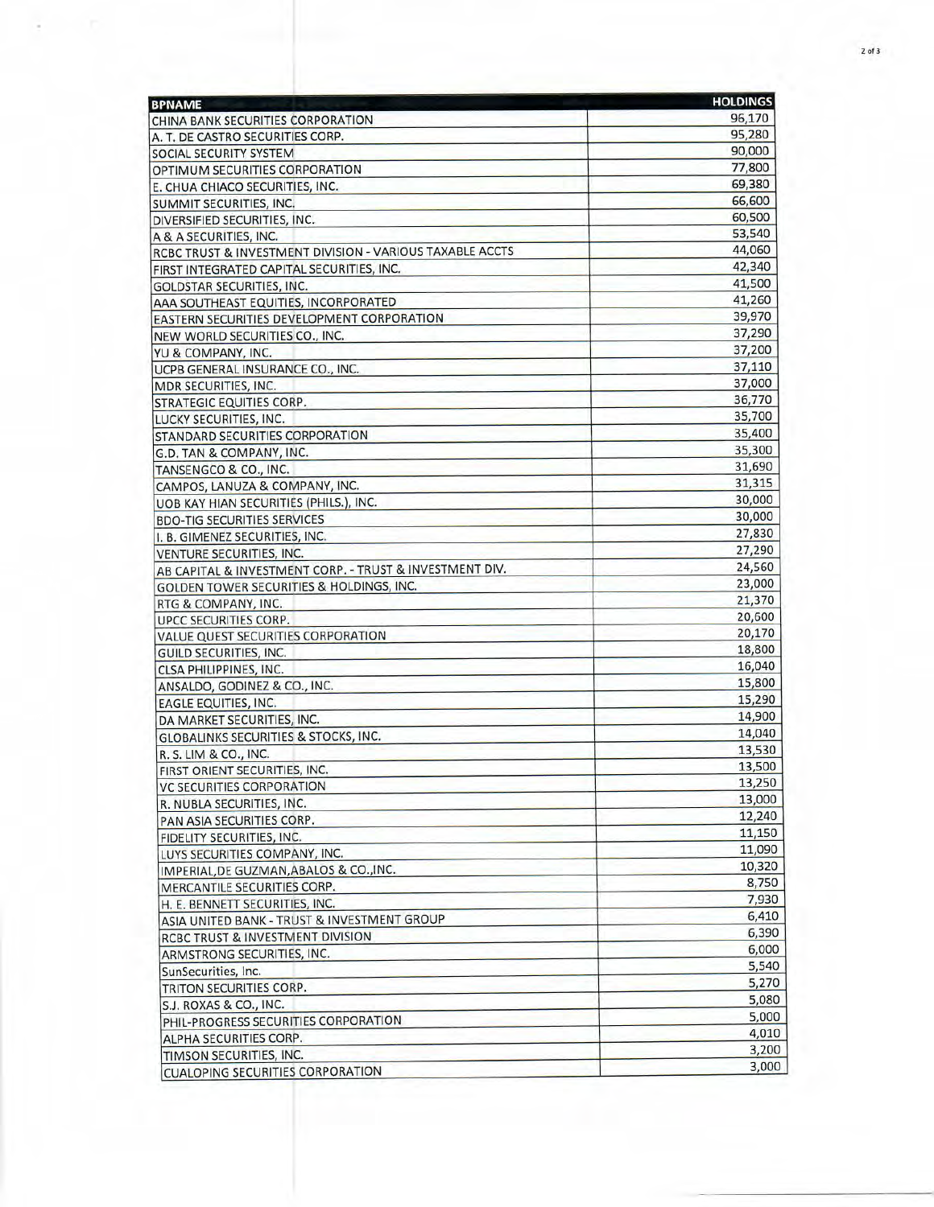| BPNAME | HOLDINGS |
|---|---|
| CHINA BANK SECURITIES CORPORATION | 96,170 |
| A. T. DE CASTRO SECURITIES CORP. | 95,280 |
| SOCIAL SECURITY SYSTEM | 90,000 |
| OPTIMUM SECURITIES CORPORATION | 77,800 |
| E. CHUA CHIACO SECURITIES, INC. | 69,380 |
| SUMMIT SECURITIES, INC. | 66,600 |
| DIVERSIFIED SECURITIES, INC. | 60,500 |
| A & A SECURITIES, INC. | 53,540 |
| RCBC TRUST & INVESTMENT DIVISION - VARIOUS TAXABLE ACCTS | 44,060 |
| FIRST INTEGRATED CAPITAL SECURITIES, INC. | 42,340 |
| GOLDSTAR SECURITIES, INC. | 41,500 |
| AAA SOUTHEAST EQUITIES, INCORPORATED | 41,260 |
| EASTERN SECURITIES DEVELOPMENT CORPORATION | 39,970 |
| NEW WORLD SECURITIES CO., INC. | 37,290 |
| YU & COMPANY, INC. | 37,200 |
| UCPB GENERAL INSURANCE CO., INC. | 37,110 |
| MDR SECURITIES, INC. | 37,000 |
| STRATEGIC EQUITIES CORP. | 36,770 |
| LUCKY SECURITIES, INC. | 35,700 |
| STANDARD SECURITIES CORPORATION | 35,400 |
| G.D. TAN & COMPANY, INC. | 35,300 |
| TANSENGCO & CO., INC. | 31,690 |
| CAMPOS, LANUZA & COMPANY, INC. | 31,315 |
| UOB KAY HIAN SECURITIES (PHILS.), INC. | 30,000 |
| BDO-TIG SECURITIES SERVICES | 30,000 |
| I. B. GIMENEZ SECURITIES, INC. | 27,830 |
| VENTURE SECURITIES, INC. | 27,290 |
| AB CAPITAL & INVESTMENT CORP. - TRUST & INVESTMENT DIV. | 24,560 |
| GOLDEN TOWER SECURITIES & HOLDINGS, INC. | 23,000 |
| RTG & COMPANY, INC. | 21,370 |
| UPCC SECURITIES CORP. | 20,600 |
| VALUE QUEST SECURITIES CORPORATION | 20,170 |
| GUILD SECURITIES, INC. | 18,800 |
| CLSA PHILIPPINES, INC. | 16,040 |
| ANSALDO, GODINEZ & CO., INC. | 15,800 |
| EAGLE EQUITIES, INC. | 15,290 |
| DA MARKET SECURITIES, INC. | 14,900 |
| GLOBALINKS SECURITIES & STOCKS, INC. | 14,040 |
| R. S. LIM & CO., INC. | 13,530 |
| FIRST ORIENT SECURITIES, INC. | 13,500 |
| VC SECURITIES CORPORATION | 13,250 |
| R. NUBLA SECURITIES, INC. | 13,000 |
| PAN ASIA SECURITIES CORP. | 12,240 |
| FIDELITY SECURITIES, INC. | 11,150 |
| LUYS SECURITIES COMPANY, INC. | 11,090 |
| IMPERIAL,DE GUZMAN,ABALOS & CO.,INC. | 10,320 |
| MERCANTILE SECURITIES CORP. | 8,750 |
| H. E. BENNETT SECURITIES, INC. | 7,930 |
| ASIA UNITED BANK - TRUST & INVESTMENT GROUP | 6,410 |
| RCBC TRUST & INVESTMENT DIVISION | 6,390 |
| ARMSTRONG SECURITIES, INC. | 6,000 |
| SunSecurities, Inc. | 5,540 |
| TRITON SECURITIES CORP. | 5,270 |
| S.J. ROXAS & CO., INC. | 5,080 |
| PHIL-PROGRESS SECURITIES CORPORATION | 5,000 |
| ALPHA SECURITIES CORP. | 4,010 |
| TIMSON SECURITIES, INC. | 3,200 |
| CUALOPING SECURITIES CORPORATION | 3,000 |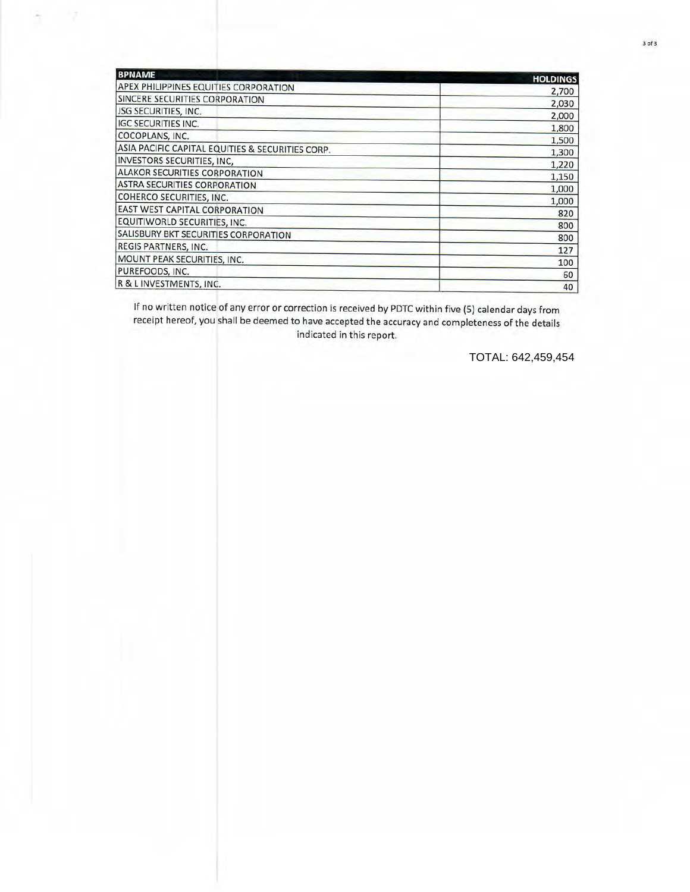| BPNAME | HOLDINGS |
|---|---|
| APEX PHILIPPINES EQUITIES CORPORATION | 2,700 |
| SINCERE SECURITIES CORPORATION | 2,030 |
| JSG SECURITIES, INC. | 2,000 |
| IGC SECURITIES INC. | 1,800 |
| COCOPLANS, INC. | 1,500 |
| ASIA PACIFIC CAPITAL EQUITIES & SECURITIES CORP. | 1,300 |
| INVESTORS SECURITIES, INC, | 1,220 |
| ALAKOR SECURITIES CORPORATION | 1,150 |
| ASTRA SECURITIES CORPORATION | 1,000 |
| COHERCO SECURITIES, INC. | 1,000 |
| EAST WEST CAPITAL CORPORATION | 820 |
| EQUITIWORLD SECURITIES, INC. | 800 |
| SALISBURY BKT SECURITIES CORPORATION | 800 |
| REGIS PARTNERS, INC. | 127 |
| MOUNT PEAK SECURITIES, INC. | 100 |
| PUREFOODS, INC. | 60 |
| R & L INVESTMENTS, INC. | 40 |

If no written notice of any error or correction is received by PDTC within five (5) calendar days from receipt hereof, you shall be deemed to have accepted the accuracy and completeness of the details indicated in this report.

TOTAL: 642,459,454